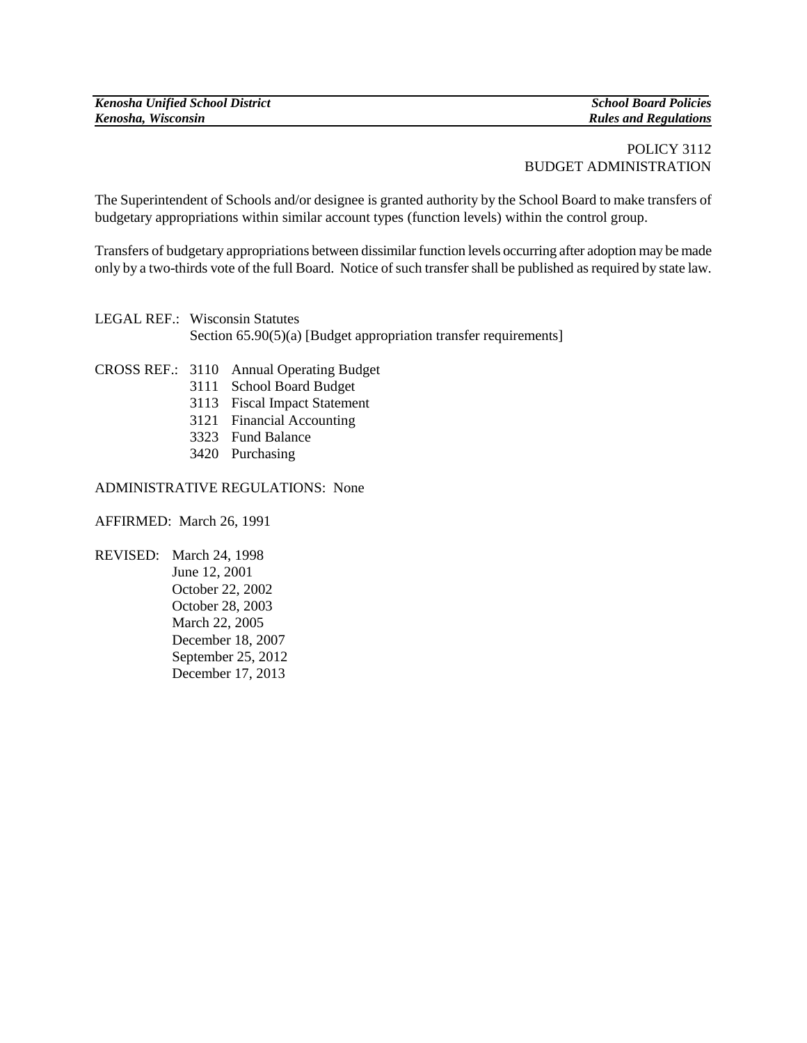POLICY 3112
BUDGET ADMINISTRATION

The Superintendent of Schools and/or designee is granted authority by the School Board to make transfers of budgetary appropriations within similar account types (function levels) within the control group.

Transfers of budgetary appropriations between dissimilar function levels occurring after adoption may be made only by a two-thirds vote of the full Board. Notice of such transfer shall be published as required by state law.

LEGAL REF.: Wisconsin Statutes
Section 65.90(5)(a) [Budget appropriation transfer requirements]

CROSS REF.: 3110 Annual Operating Budget
3111 School Board Budget
3113 Fiscal Impact Statement
3121 Financial Accounting
3323 Fund Balance
3420 Purchasing

ADMINISTRATIVE REGULATIONS: None

AFFIRMED: March 26, 1991

REVISED: March 24, 1998
June 12, 2001
October 22, 2002
October 28, 2003
March 22, 2005
December 18, 2007
September 25, 2012
December 17, 2013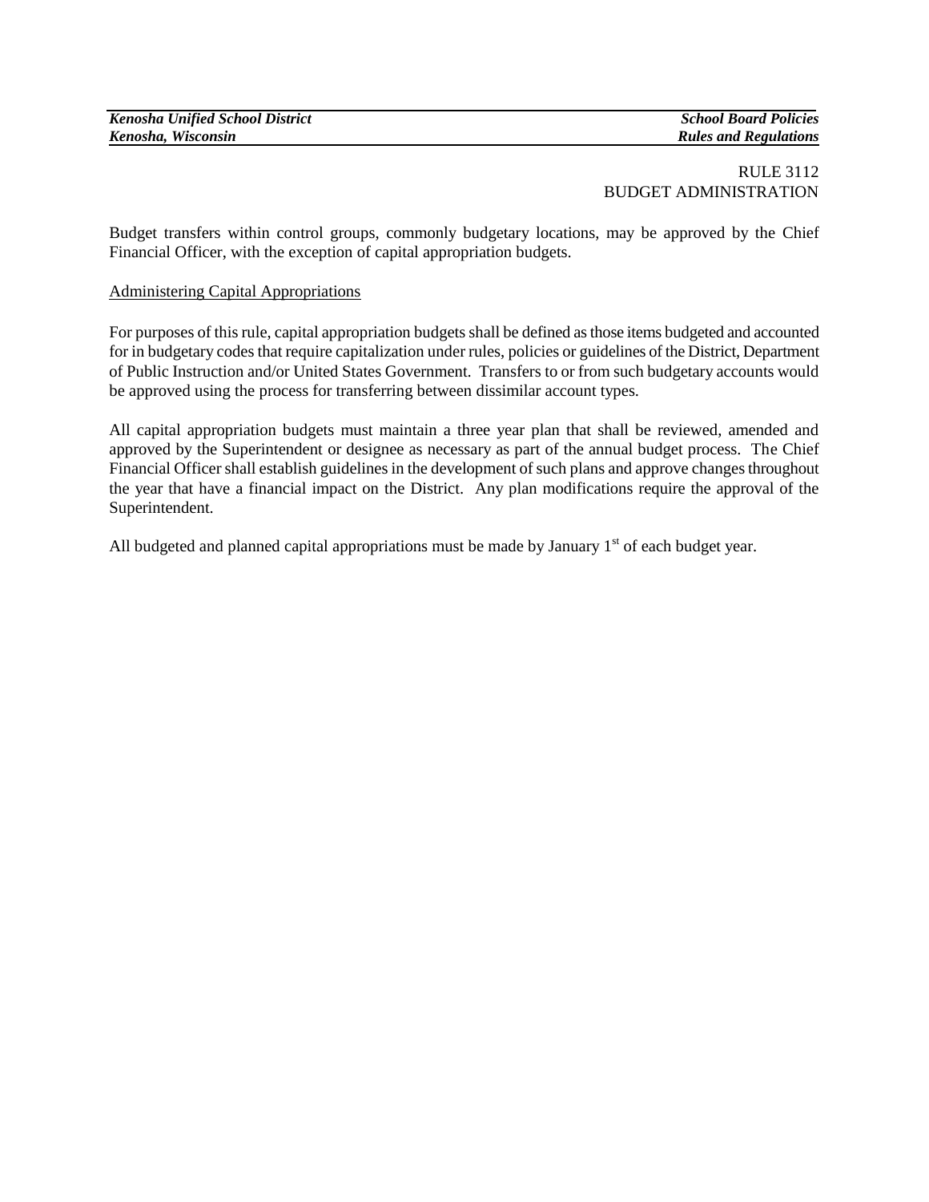RULE 3112
BUDGET ADMINISTRATION

Budget transfers within control groups, commonly budgetary locations, may be approved by the Chief Financial Officer, with the exception of capital appropriation budgets.

Administering Capital Appropriations

For purposes of this rule, capital appropriation budgets shall be defined as those items budgeted and accounted for in budgetary codes that require capitalization under rules, policies or guidelines of the District, Department of Public Instruction and/or United States Government. Transfers to or from such budgetary accounts would be approved using the process for transferring between dissimilar account types.

All capital appropriation budgets must maintain a three year plan that shall be reviewed, amended and approved by the Superintendent or designee as necessary as part of the annual budget process. The Chief Financial Officer shall establish guidelines in the development of such plans and approve changes throughout the year that have a financial impact on the District. Any plan modifications require the approval of the Superintendent.

All budgeted and planned capital appropriations must be made by January 1st of each budget year.